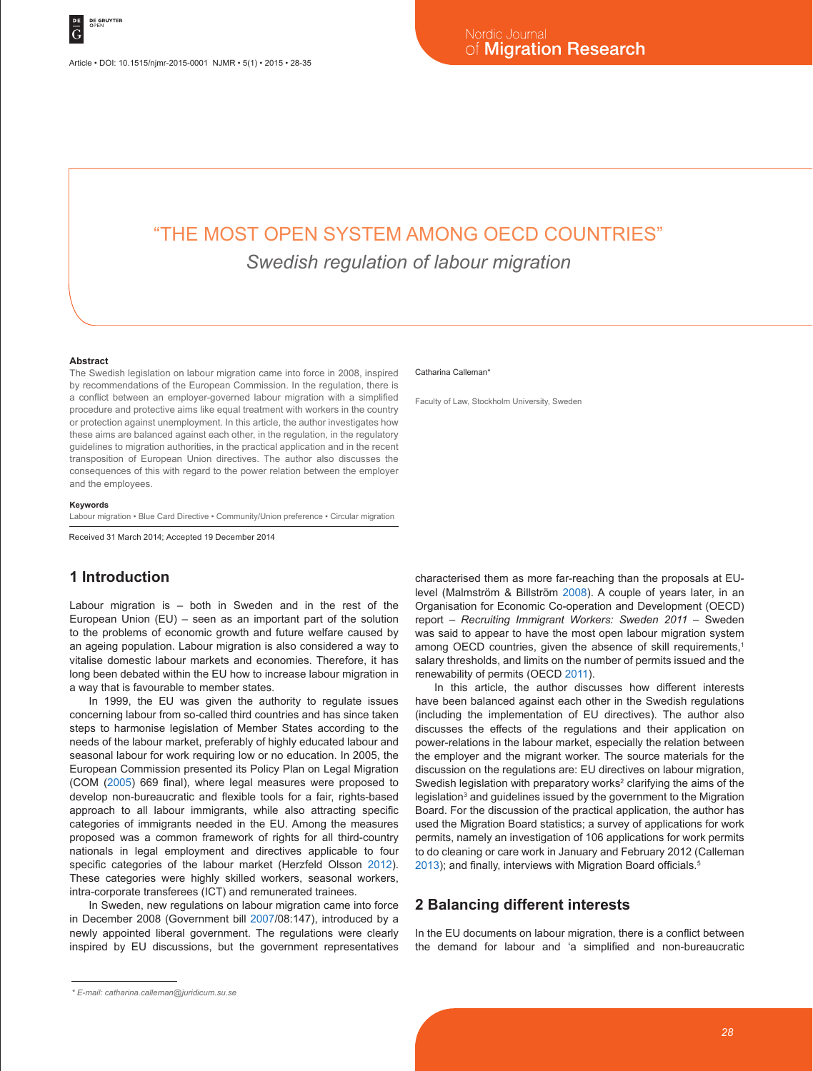# "THE MOST OPEN SYSTEM AMONG OECD COUNTRIES"

## *Swedish regulation of labour migration*

**Abstract**

The Swedish legislation on labour migration came into force in 2008, inspired by recommendations of the European Commission. In the regulation, there is a conflict between an employer-governed labour migration with a simplified procedure and protective aims like equal treatment with workers in the country or protection against unemployment. In this article, the author investigates how these aims are balanced against each other, in the regulation, in the regulatory guidelines to migration authorities, in the practical application and in the recent transposition of European Union directives. The author also discusses the consequences of this with regard to the power relation between the employer and the employees.

Catharina Calleman*

Faculty of Law, Stockholm University, Sweden

**Keywords**

Labour migration • Blue Card Directive • Community/Union preference • Circular migration

Received 31 March 2014; Accepted 19 December 2014

## 1 Introduction

Labour migration is – both in Sweden and in the rest of the European Union (EU) – seen as an important part of the solution to the problems of economic growth and future welfare caused by an ageing population. Labour migration is also considered a way to vitalise domestic labour markets and economies. Therefore, it has long been debated within the EU how to increase labour migration in a way that is favourable to member states.

In 1999, the EU was given the authority to regulate issues concerning labour from so-called third countries and has since taken steps to harmonise legislation of Member States according to the needs of the labour market, preferably of highly educated labour and seasonal labour for work requiring low or no education. In 2005, the European Commission presented its Policy Plan on Legal Migration (COM (2005) 669 final), where legal measures were proposed to develop non-bureaucratic and flexible tools for a fair, rights-based approach to all labour immigrants, while also attracting specific categories of immigrants needed in the EU. Among the measures proposed was a common framework of rights for all third-country nationals in legal employment and directives applicable to four specific categories of the labour market (Herzfeld Olsson 2012). These categories were highly skilled workers, seasonal workers, intra-corporate transferees (ICT) and remunerated trainees.

In Sweden, new regulations on labour migration came into force in December 2008 (Government bill 2007/08:147), introduced by a newly appointed liberal government. The regulations were clearly inspired by EU discussions, but the government representatives characterised them as more far-reaching than the proposals at EU-level (Malmström & Billström 2008). A couple of years later, in an Organisation for Economic Co-operation and Development (OECD) report – *Recruiting Immigrant Workers: Sweden 2011* – Sweden was said to appear to have the most open labour migration system among OECD countries, given the absence of skill requirements,[1] salary thresholds, and limits on the number of permits issued and the renewability of permits (OECD 2011).

In this article, the author discusses how different interests have been balanced against each other in the Swedish regulations (including the implementation of EU directives). The author also discusses the effects of the regulations and their application on power-relations in the labour market, especially the relation between the employer and the migrant worker. The source materials for the discussion on the regulations are: EU directives on labour migration, Swedish legislation with preparatory works[2] clarifying the aims of the legislation[3] and guidelines issued by the government to the Migration Board. For the discussion of the practical application, the author has used the Migration Board statistics; a survey of applications for work permits, namely an investigation of 106 applications for work permits to do cleaning or care work in January and February 2012 (Calleman 2013); and finally, interviews with Migration Board officials.[5]

## 2 Balancing different interests

In the EU documents on labour migration, there is a conflict between the demand for labour and 'a simplified and non-bureaucratic

\* E-mail: catharina.calleman@juridicum.su.se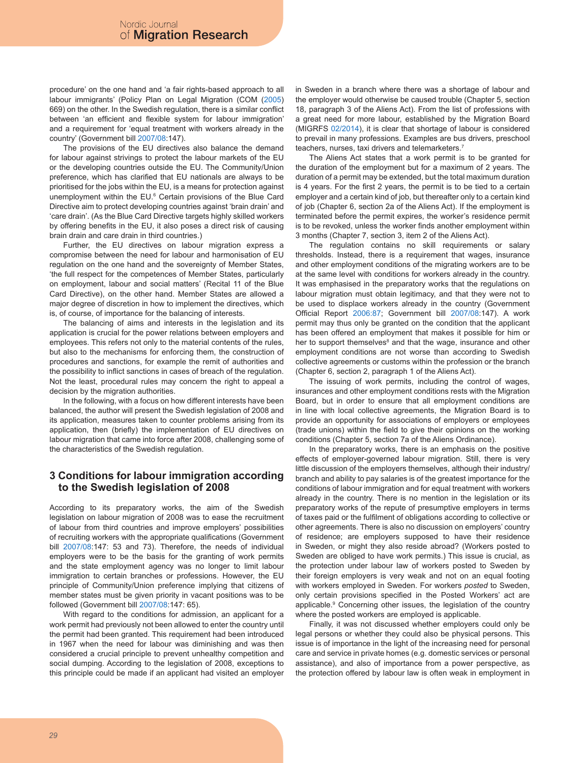procedure' on the one hand and 'a fair rights-based approach to all labour immigrants' (Policy Plan on Legal Migration (COM (2005) 669) on the other. In the Swedish regulation, there is a similar conflict between 'an efficient and flexible system for labour immigration' and a requirement for 'equal treatment with workers already in the country' (Government bill 2007/08:147).

The provisions of the EU directives also balance the demand for labour against strivings to protect the labour markets of the EU or the developing countries outside the EU. The Community/Union preference, which has clarified that EU nationals are always to be prioritised for the jobs within the EU, is a means for protection against unemployment within the EU.[6] Certain provisions of the Blue Card Directive aim to protect developing countries against 'brain drain' and 'care drain'. (As the Blue Card Directive targets highly skilled workers by offering benefits in the EU, it also poses a direct risk of causing brain drain and care drain in third countries.)

Further, the EU directives on labour migration express a compromise between the need for labour and harmonisation of EU regulation on the one hand and the sovereignty of Member States, 'the full respect for the competences of Member States, particularly on employment, labour and social matters' (Recital 11 of the Blue Card Directive), on the other hand. Member States are allowed a major degree of discretion in how to implement the directives, which is, of course, of importance for the balancing of interests.

The balancing of aims and interests in the legislation and its application is crucial for the power relations between employers and employees. This refers not only to the material contents of the rules, but also to the mechanisms for enforcing them, the construction of procedures and sanctions, for example the remit of authorities and the possibility to inflict sanctions in cases of breach of the regulation. Not the least, procedural rules may concern the right to appeal a decision by the migration authorities.

In the following, with a focus on how different interests have been balanced, the author will present the Swedish legislation of 2008 and its application, measures taken to counter problems arising from its application, then (briefly) the implementation of EU directives on labour migration that came into force after 2008, challenging some of the characteristics of the Swedish regulation.

## 3 Conditions for labour immigration according to the Swedish legislation of 2008

According to its preparatory works, the aim of the Swedish legislation on labour migration of 2008 was to ease the recruitment of labour from third countries and improve employers' possibilities of recruiting workers with the appropriate qualifications (Government bill 2007/08:147: 53 and 73). Therefore, the needs of individual employers were to be the basis for the granting of work permits and the state employment agency was no longer to limit labour immigration to certain branches or professions. However, the EU principle of Community/Union preference implying that citizens of member states must be given priority in vacant positions was to be followed (Government bill 2007/08:147: 65).

With regard to the conditions for admission, an applicant for a work permit had previously not been allowed to enter the country until the permit had been granted. This requirement had been introduced in 1967 when the need for labour was diminishing and was then considered a crucial principle to prevent unhealthy competition and social dumping. According to the legislation of 2008, exceptions to this principle could be made if an applicant had visited an employer in Sweden in a branch where there was a shortage of labour and the employer would otherwise be caused trouble (Chapter 5, section 18, paragraph 3 of the Aliens Act). From the list of professions with a great need for more labour, established by the Migration Board (MIGRFS 02/2014), it is clear that shortage of labour is considered to prevail in many professions. Examples are bus drivers, preschool teachers, nurses, taxi drivers and telemarketers.[7]

The Aliens Act states that a work permit is to be granted for the duration of the employment but for a maximum of 2 years. The duration of a permit may be extended, but the total maximum duration is 4 years. For the first 2 years, the permit is to be tied to a certain employer and a certain kind of job, but thereafter only to a certain kind of job (Chapter 6, section 2a of the Aliens Act). If the employment is terminated before the permit expires, the worker's residence permit is to be revoked, unless the worker finds another employment within 3 months (Chapter 7, section 3, item 2 of the Aliens Act).

The regulation contains no skill requirements or salary thresholds. Instead, there is a requirement that wages, insurance and other employment conditions of the migrating workers are to be at the same level with conditions for workers already in the country. It was emphasised in the preparatory works that the regulations on labour migration must obtain legitimacy, and that they were not to be used to displace workers already in the country (Government Official Report 2006:87; Government bill 2007/08:147). A work permit may thus only be granted on the condition that the applicant has been offered an employment that makes it possible for him or her to support themselves[8] and that the wage, insurance and other employment conditions are not worse than according to Swedish collective agreements or customs within the profession or the branch (Chapter 6, section 2, paragraph 1 of the Aliens Act).

The issuing of work permits, including the control of wages, insurances and other employment conditions rests with the Migration Board, but in order to ensure that all employment conditions are in line with local collective agreements, the Migration Board is to provide an opportunity for associations of employers or employees (trade unions) within the field to give their opinions on the working conditions (Chapter 5, section 7a of the Aliens Ordinance).

In the preparatory works, there is an emphasis on the positive effects of employer-governed labour migration. Still, there is very little discussion of the employers themselves, although their industry/branch and ability to pay salaries is of the greatest importance for the conditions of labour immigration and for equal treatment with workers already in the country. There is no mention in the legislation or its preparatory works of the repute of presumptive employers in terms of taxes paid or the fulfilment of obligations according to collective or other agreements. There is also no discussion on employers' country of residence; are employers supposed to have their residence in Sweden, or might they also reside abroad? (Workers posted to Sweden are obliged to have work permits.) This issue is crucial, as the protection under labour law of workers posted to Sweden by their foreign employers is very weak and not on an equal footing with workers employed in Sweden. For workers *posted* to Sweden, only certain provisions specified in the Posted Workers' act are applicable.[9] Concerning other issues, the legislation of the country where the posted workers are employed is applicable.

Finally, it was not discussed whether employers could only be legal persons or whether they could also be physical persons. This issue is of importance in the light of the increasing need for personal care and service in private homes (e.g. domestic services or personal assistance), and also of importance from a power perspective, as the protection offered by labour law is often weak in employment in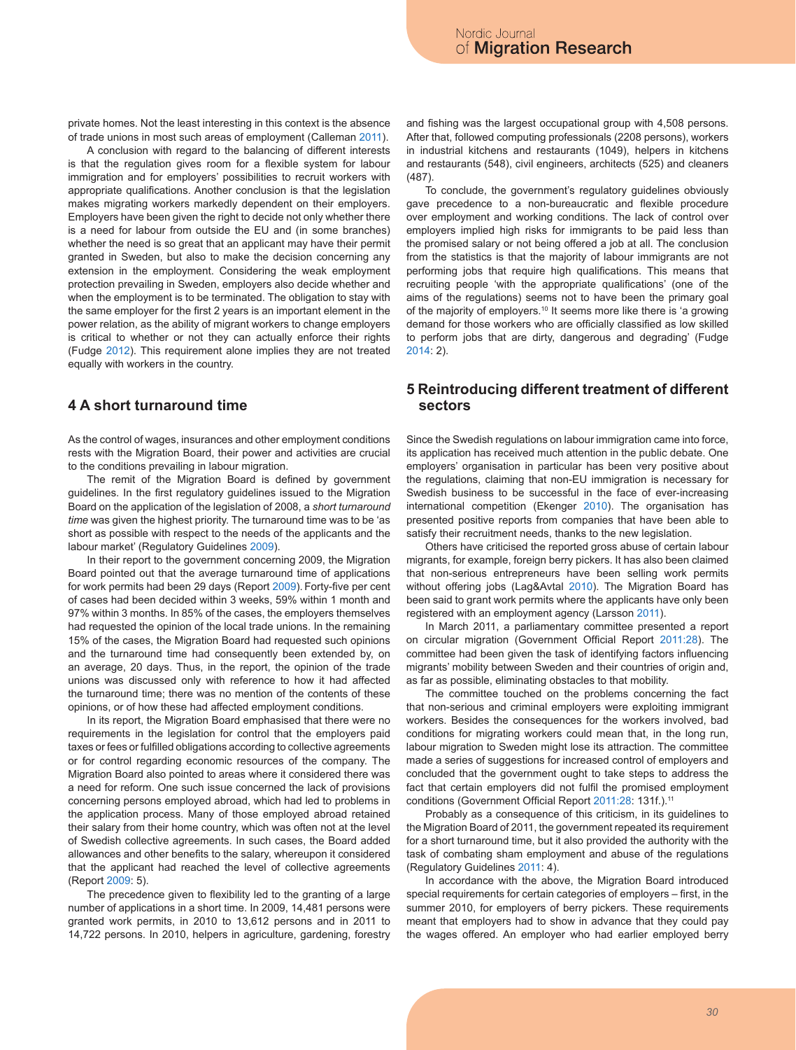private homes. Not the least interesting in this context is the absence of trade unions in most such areas of employment (Calleman 2011).

A conclusion with regard to the balancing of different interests is that the regulation gives room for a flexible system for labour immigration and for employers' possibilities to recruit workers with appropriate qualifications. Another conclusion is that the legislation makes migrating workers markedly dependent on their employers. Employers have been given the right to decide not only whether there is a need for labour from outside the EU and (in some branches) whether the need is so great that an applicant may have their permit granted in Sweden, but also to make the decision concerning any extension in the employment. Considering the weak employment protection prevailing in Sweden, employers also decide whether and when the employment is to be terminated. The obligation to stay with the same employer for the first 2 years is an important element in the power relation, as the ability of migrant workers to change employers is critical to whether or not they can actually enforce their rights (Fudge 2012). This requirement alone implies they are not treated equally with workers in the country.

## 4 A short turnaround time

As the control of wages, insurances and other employment conditions rests with the Migration Board, their power and activities are crucial to the conditions prevailing in labour migration.

The remit of the Migration Board is defined by government guidelines. In the first regulatory guidelines issued to the Migration Board on the application of the legislation of 2008, a *short turnaround time* was given the highest priority. The turnaround time was to be 'as short as possible with respect to the needs of the applicants and the labour market' (Regulatory Guidelines 2009).

In their report to the government concerning 2009, the Migration Board pointed out that the average turnaround time of applications for work permits had been 29 days (Report 2009). Forty-five per cent of cases had been decided within 3 weeks, 59% within 1 month and 97% within 3 months. In 85% of the cases, the employers themselves had requested the opinion of the local trade unions. In the remaining 15% of the cases, the Migration Board had requested such opinions and the turnaround time had consequently been extended by, on an average, 20 days. Thus, in the report, the opinion of the trade unions was discussed only with reference to how it had affected the turnaround time; there was no mention of the contents of these opinions, or of how these had affected employment conditions.

In its report, the Migration Board emphasised that there were no requirements in the legislation for control that the employers paid taxes or fees or fulfilled obligations according to collective agreements or for control regarding economic resources of the company. The Migration Board also pointed to areas where it considered there was a need for reform. One such issue concerned the lack of provisions concerning persons employed abroad, which had led to problems in the application process. Many of those employed abroad retained their salary from their home country, which was often not at the level of Swedish collective agreements. In such cases, the Board added allowances and other benefits to the salary, whereupon it considered that the applicant had reached the level of collective agreements (Report 2009: 5).

The precedence given to flexibility led to the granting of a large number of applications in a short time. In 2009, 14,481 persons were granted work permits, in 2010 to 13,612 persons and in 2011 to 14,722 persons. In 2010, helpers in agriculture, gardening, forestry and fishing was the largest occupational group with 4,508 persons. After that, followed computing professionals (2208 persons), workers in industrial kitchens and restaurants (1049), helpers in kitchens and restaurants (548), civil engineers, architects (525) and cleaners (487).

To conclude, the government's regulatory guidelines obviously gave precedence to a non-bureaucratic and flexible procedure over employment and working conditions. The lack of control over employers implied high risks for immigrants to be paid less than the promised salary or not being offered a job at all. The conclusion from the statistics is that the majority of labour immigrants are not performing jobs that require high qualifications. This means that recruiting people 'with the appropriate qualifications' (one of the aims of the regulations) seems not to have been the primary goal of the majority of employers.[10] It seems more like there is 'a growing demand for those workers who are officially classified as low skilled to perform jobs that are dirty, dangerous and degrading' (Fudge 2014: 2).

## 5 Reintroducing different treatment of different sectors

Since the Swedish regulations on labour immigration came into force, its application has received much attention in the public debate. One employers' organisation in particular has been very positive about the regulations, claiming that non-EU immigration is necessary for Swedish business to be successful in the face of ever-increasing international competition (Ekenger 2010). The organisation has presented positive reports from companies that have been able to satisfy their recruitment needs, thanks to the new legislation.

Others have criticised the reported gross abuse of certain labour migrants, for example, foreign berry pickers. It has also been claimed that non-serious entrepreneurs have been selling work permits without offering jobs (Lag&Avtal 2010). The Migration Board has been said to grant work permits where the applicants have only been registered with an employment agency (Larsson 2011).

In March 2011, a parliamentary committee presented a report on circular migration (Government Official Report 2011:28). The committee had been given the task of identifying factors influencing migrants' mobility between Sweden and their countries of origin and, as far as possible, eliminating obstacles to that mobility.

The committee touched on the problems concerning the fact that non-serious and criminal employers were exploiting immigrant workers. Besides the consequences for the workers involved, bad conditions for migrating workers could mean that, in the long run, labour migration to Sweden might lose its attraction. The committee made a series of suggestions for increased control of employers and concluded that the government ought to take steps to address the fact that certain employers did not fulfil the promised employment conditions (Government Official Report 2011:28: 131f.).[11]

Probably as a consequence of this criticism, in its guidelines to the Migration Board of 2011, the government repeated its requirement for a short turnaround time, but it also provided the authority with the task of combating sham employment and abuse of the regulations (Regulatory Guidelines 2011: 4).

In accordance with the above, the Migration Board introduced special requirements for certain categories of employers – first, in the summer 2010, for employers of berry pickers. These requirements meant that employers had to show in advance that they could pay the wages offered. An employer who had earlier employed berry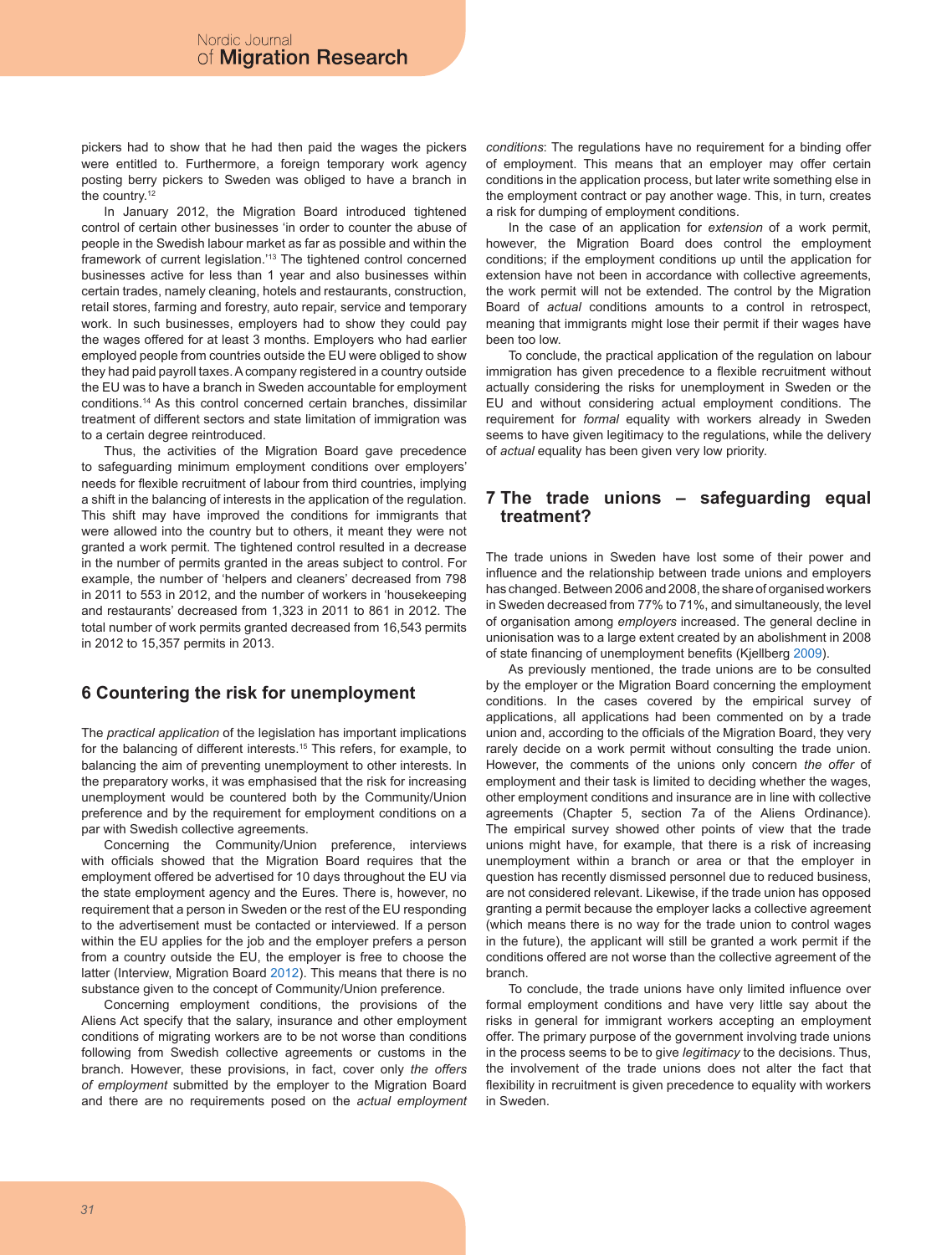pickers had to show that he had then paid the wages the pickers were entitled to. Furthermore, a foreign temporary work agency posting berry pickers to Sweden was obliged to have a branch in the country.[12]

In January 2012, the Migration Board introduced tightened control of certain other businesses 'in order to counter the abuse of people in the Swedish labour market as far as possible and within the framework of current legislation.'[13] The tightened control concerned businesses active for less than 1 year and also businesses within certain trades, namely cleaning, hotels and restaurants, construction, retail stores, farming and forestry, auto repair, service and temporary work. In such businesses, employers had to show they could pay the wages offered for at least 3 months. Employers who had earlier employed people from countries outside the EU were obliged to show they had paid payroll taxes. A company registered in a country outside the EU was to have a branch in Sweden accountable for employment conditions.[14] As this control concerned certain branches, dissimilar treatment of different sectors and state limitation of immigration was to a certain degree reintroduced.

Thus, the activities of the Migration Board gave precedence to safeguarding minimum employment conditions over employers' needs for flexible recruitment of labour from third countries, implying a shift in the balancing of interests in the application of the regulation. This shift may have improved the conditions for immigrants that were allowed into the country but to others, it meant they were not granted a work permit. The tightened control resulted in a decrease in the number of permits granted in the areas subject to control. For example, the number of 'helpers and cleaners' decreased from 798 in 2011 to 553 in 2012, and the number of workers in 'housekeeping and restaurants' decreased from 1,323 in 2011 to 861 in 2012. The total number of work permits granted decreased from 16,543 permits in 2012 to 15,357 permits in 2013.

## 6 Countering the risk for unemployment

The *practical application* of the legislation has important implications for the balancing of different interests.[15] This refers, for example, to balancing the aim of preventing unemployment to other interests. In the preparatory works, it was emphasised that the risk for increasing unemployment would be countered both by the Community/Union preference and by the requirement for employment conditions on a par with Swedish collective agreements.

Concerning the Community/Union preference, interviews with officials showed that the Migration Board requires that the employment offered be advertised for 10 days throughout the EU via the state employment agency and the Eures. There is, however, no requirement that a person in Sweden or the rest of the EU responding to the advertisement must be contacted or interviewed. If a person within the EU applies for the job and the employer prefers a person from a country outside the EU, the employer is free to choose the latter (Interview, Migration Board 2012). This means that there is no substance given to the concept of Community/Union preference.

Concerning employment conditions, the provisions of the Aliens Act specify that the salary, insurance and other employment conditions of migrating workers are to be not worse than conditions following from Swedish collective agreements or customs in the branch. However, these provisions, in fact, cover only *the offers of employment* submitted by the employer to the Migration Board and there are no requirements posed on the *actual employment conditions*: The regulations have no requirement for a binding offer of employment. This means that an employer may offer certain conditions in the application process, but later write something else in the employment contract or pay another wage. This, in turn, creates a risk for dumping of employment conditions.

In the case of an application for *extension* of a work permit, however, the Migration Board does control the employment conditions; if the employment conditions up until the application for extension have not been in accordance with collective agreements, the work permit will not be extended. The control by the Migration Board of *actual* conditions amounts to a control in retrospect, meaning that immigrants might lose their permit if their wages have been too low.

To conclude, the practical application of the regulation on labour immigration has given precedence to a flexible recruitment without actually considering the risks for unemployment in Sweden or the EU and without considering actual employment conditions. The requirement for *formal* equality with workers already in Sweden seems to have given legitimacy to the regulations, while the delivery of *actual* equality has been given very low priority.

## 7 The trade unions – safeguarding equal treatment?

The trade unions in Sweden have lost some of their power and influence and the relationship between trade unions and employers has changed. Between 2006 and 2008, the share of organised workers in Sweden decreased from 77% to 71%, and simultaneously, the level of organisation among *employers* increased. The general decline in unionisation was to a large extent created by an abolishment in 2008 of state financing of unemployment benefits (Kjellberg 2009).

As previously mentioned, the trade unions are to be consulted by the employer or the Migration Board concerning the employment conditions. In the cases covered by the empirical survey of applications, all applications had been commented on by a trade union and, according to the officials of the Migration Board, they very rarely decide on a work permit without consulting the trade union. However, the comments of the unions only concern *the offer* of employment and their task is limited to deciding whether the wages, other employment conditions and insurance are in line with collective agreements (Chapter 5, section 7a of the Aliens Ordinance). The empirical survey showed other points of view that the trade unions might have, for example, that there is a risk of increasing unemployment within a branch or area or that the employer in question has recently dismissed personnel due to reduced business, are not considered relevant. Likewise, if the trade union has opposed granting a permit because the employer lacks a collective agreement (which means there is no way for the trade union to control wages in the future), the applicant will still be granted a work permit if the conditions offered are not worse than the collective agreement of the branch.

To conclude, the trade unions have only limited influence over formal employment conditions and have very little say about the risks in general for immigrant workers accepting an employment offer. The primary purpose of the government involving trade unions in the process seems to be to give *legitimacy* to the decisions. Thus, the involvement of the trade unions does not alter the fact that flexibility in recruitment is given precedence to equality with workers in Sweden.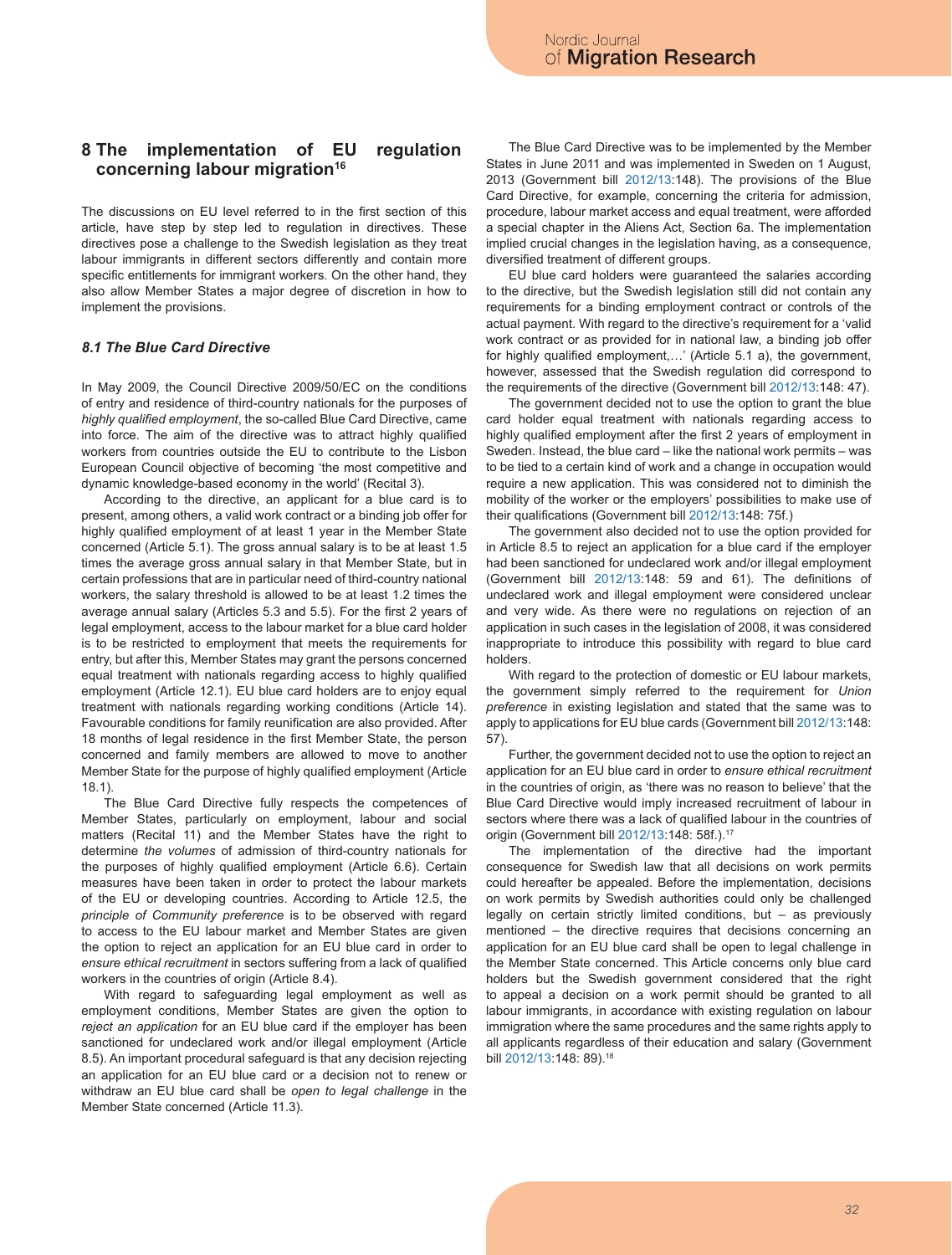## 8 The implementation of EU regulation concerning labour migration[16]

The discussions on EU level referred to in the first section of this article, have step by step led to regulation in directives. These directives pose a challenge to the Swedish legislation as they treat labour immigrants in different sectors differently and contain more specific entitlements for immigrant workers. On the other hand, they also allow Member States a major degree of discretion in how to implement the provisions.

### *8.1 The Blue Card Directive*

In May 2009, the Council Directive 2009/50/EC on the conditions of entry and residence of third-country nationals for the purposes of *highly qualified employment*, the so-called Blue Card Directive, came into force. The aim of the directive was to attract highly qualified workers from countries outside the EU to contribute to the Lisbon European Council objective of becoming 'the most competitive and dynamic knowledge-based economy in the world' (Recital 3).

According to the directive, an applicant for a blue card is to present, among others, a valid work contract or a binding job offer for highly qualified employment of at least 1 year in the Member State concerned (Article 5.1). The gross annual salary is to be at least 1.5 times the average gross annual salary in that Member State, but in certain professions that are in particular need of third-country national workers, the salary threshold is allowed to be at least 1.2 times the average annual salary (Articles 5.3 and 5.5). For the first 2 years of legal employment, access to the labour market for a blue card holder is to be restricted to employment that meets the requirements for entry, but after this, Member States may grant the persons concerned equal treatment with nationals regarding access to highly qualified employment (Article 12.1). EU blue card holders are to enjoy equal treatment with nationals regarding working conditions (Article 14). Favourable conditions for family reunification are also provided. After 18 months of legal residence in the first Member State, the person concerned and family members are allowed to move to another Member State for the purpose of highly qualified employment (Article 18.1).

The Blue Card Directive fully respects the competences of Member States, particularly on employment, labour and social matters (Recital 11) and the Member States have the right to determine *the volumes* of admission of third-country nationals for the purposes of highly qualified employment (Article 6.6). Certain measures have been taken in order to protect the labour markets of the EU or developing countries. According to Article 12.5, the *principle of Community preference* is to be observed with regard to access to the EU labour market and Member States are given the option to reject an application for an EU blue card in order to *ensure ethical recruitment* in sectors suffering from a lack of qualified workers in the countries of origin (Article 8.4).

With regard to safeguarding legal employment as well as employment conditions, Member States are given the option to *reject an application* for an EU blue card if the employer has been sanctioned for undeclared work and/or illegal employment (Article 8.5). An important procedural safeguard is that any decision rejecting an application for an EU blue card or a decision not to renew or withdraw an EU blue card shall be *open to legal challenge* in the Member State concerned (Article 11.3).

The Blue Card Directive was to be implemented by the Member States in June 2011 and was implemented in Sweden on 1 August, 2013 (Government bill 2012/13:148). The provisions of the Blue Card Directive, for example, concerning the criteria for admission, procedure, labour market access and equal treatment, were afforded a special chapter in the Aliens Act, Section 6a. The implementation implied crucial changes in the legislation having, as a consequence, diversified treatment of different groups.

EU blue card holders were guaranteed the salaries according to the directive, but the Swedish legislation still did not contain any requirements for a binding employment contract or controls of the actual payment. With regard to the directive's requirement for a 'valid work contract or as provided for in national law, a binding job offer for highly qualified employment,…' (Article 5.1 a), the government, however, assessed that the Swedish regulation did correspond to the requirements of the directive (Government bill 2012/13:148: 47).

The government decided not to use the option to grant the blue card holder equal treatment with nationals regarding access to highly qualified employment after the first 2 years of employment in Sweden. Instead, the blue card – like the national work permits – was to be tied to a certain kind of work and a change in occupation would require a new application. This was considered not to diminish the mobility of the worker or the employers' possibilities to make use of their qualifications (Government bill 2012/13:148: 75f.)

The government also decided not to use the option provided for in Article 8.5 to reject an application for a blue card if the employer had been sanctioned for undeclared work and/or illegal employment (Government bill 2012/13:148: 59 and 61). The definitions of undeclared work and illegal employment were considered unclear and very wide. As there were no regulations on rejection of an application in such cases in the legislation of 2008, it was considered inappropriate to introduce this possibility with regard to blue card holders.

With regard to the protection of domestic or EU labour markets, the government simply referred to the requirement for *Union preference* in existing legislation and stated that the same was to apply to applications for EU blue cards (Government bill 2012/13:148: 57).

Further, the government decided not to use the option to reject an application for an EU blue card in order to *ensure ethical recruitment* in the countries of origin, as 'there was no reason to believe' that the Blue Card Directive would imply increased recruitment of labour in sectors where there was a lack of qualified labour in the countries of origin (Government bill 2012/13:148: 58f.).[17]

The implementation of the directive had the important consequence for Swedish law that all decisions on work permits could hereafter be appealed. Before the implementation, decisions on work permits by Swedish authorities could only be challenged legally on certain strictly limited conditions, but – as previously mentioned – the directive requires that decisions concerning an application for an EU blue card shall be open to legal challenge in the Member State concerned. This Article concerns only blue card holders but the Swedish government considered that the right to appeal a decision on a work permit should be granted to all labour immigrants, in accordance with existing regulation on labour immigration where the same procedures and the same rights apply to all applicants regardless of their education and salary (Government bill 2012/13:148: 89).[18]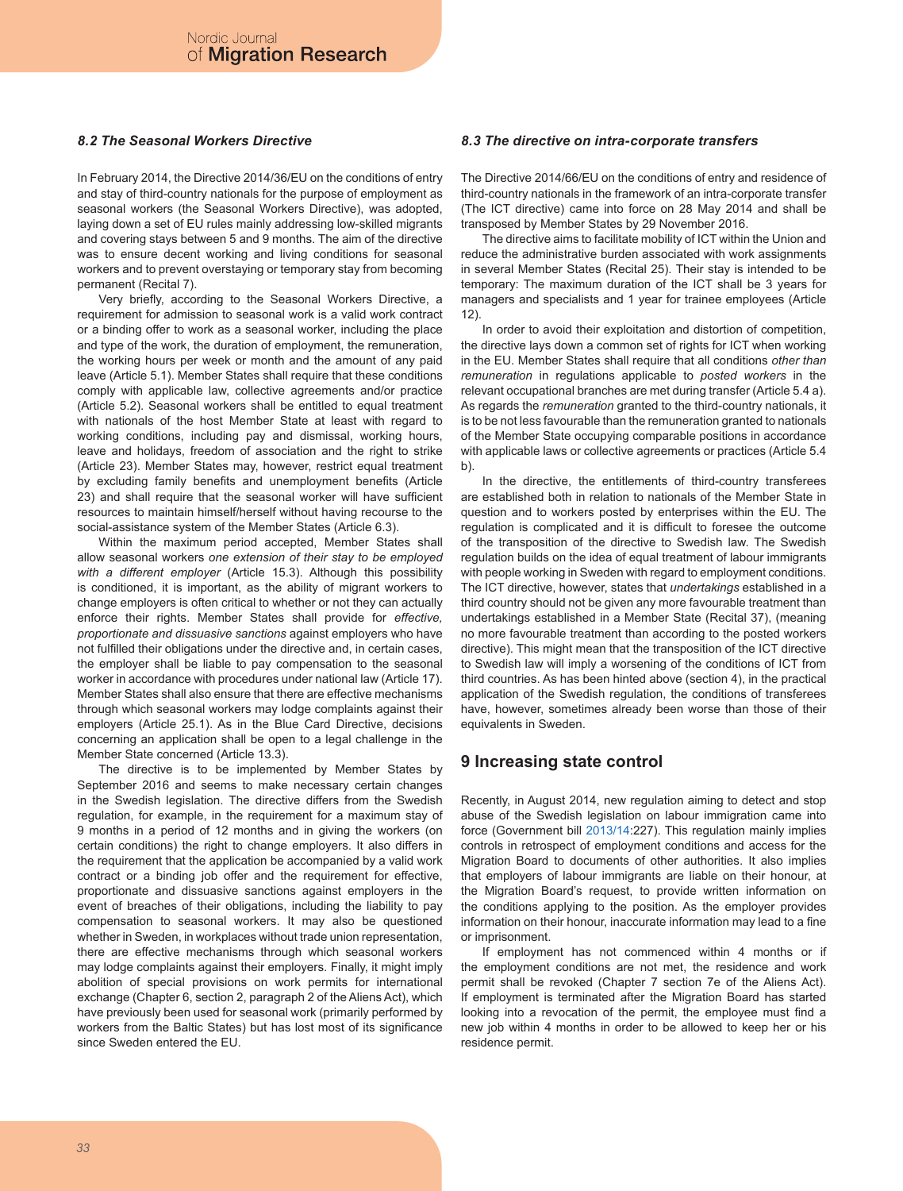### *8.2 The Seasonal Workers Directive*

In February 2014, the Directive 2014/36/EU on the conditions of entry and stay of third-country nationals for the purpose of employment as seasonal workers (the Seasonal Workers Directive), was adopted, laying down a set of EU rules mainly addressing low-skilled migrants and covering stays between 5 and 9 months. The aim of the directive was to ensure decent working and living conditions for seasonal workers and to prevent overstaying or temporary stay from becoming permanent (Recital 7).

Very briefly, according to the Seasonal Workers Directive, a requirement for admission to seasonal work is a valid work contract or a binding offer to work as a seasonal worker, including the place and type of the work, the duration of employment, the remuneration, the working hours per week or month and the amount of any paid leave (Article 5.1). Member States shall require that these conditions comply with applicable law, collective agreements and/or practice (Article 5.2). Seasonal workers shall be entitled to equal treatment with nationals of the host Member State at least with regard to working conditions, including pay and dismissal, working hours, leave and holidays, freedom of association and the right to strike (Article 23). Member States may, however, restrict equal treatment by excluding family benefits and unemployment benefits (Article 23) and shall require that the seasonal worker will have sufficient resources to maintain himself/herself without having recourse to the social-assistance system of the Member States (Article 6.3).

Within the maximum period accepted, Member States shall allow seasonal workers *one extension of their stay to be employed with a different employer* (Article 15.3). Although this possibility is conditioned, it is important, as the ability of migrant workers to change employers is often critical to whether or not they can actually enforce their rights. Member States shall provide for *effective, proportionate and dissuasive sanctions* against employers who have not fulfilled their obligations under the directive and, in certain cases, the employer shall be liable to pay compensation to the seasonal worker in accordance with procedures under national law (Article 17). Member States shall also ensure that there are effective mechanisms through which seasonal workers may lodge complaints against their employers (Article 25.1). As in the Blue Card Directive, decisions concerning an application shall be open to a legal challenge in the Member State concerned (Article 13.3).

The directive is to be implemented by Member States by September 2016 and seems to make necessary certain changes in the Swedish legislation. The directive differs from the Swedish regulation, for example, in the requirement for a maximum stay of 9 months in a period of 12 months and in giving the workers (on certain conditions) the right to change employers. It also differs in the requirement that the application be accompanied by a valid work contract or a binding job offer and the requirement for effective, proportionate and dissuasive sanctions against employers in the event of breaches of their obligations, including the liability to pay compensation to seasonal workers. It may also be questioned whether in Sweden, in workplaces without trade union representation, there are effective mechanisms through which seasonal workers may lodge complaints against their employers. Finally, it might imply abolition of special provisions on work permits for international exchange (Chapter 6, section 2, paragraph 2 of the Aliens Act), which have previously been used for seasonal work (primarily performed by workers from the Baltic States) but has lost most of its significance since Sweden entered the EU.

### *8.3 The directive on intra-corporate transfers*

The Directive 2014/66/EU on the conditions of entry and residence of third-country nationals in the framework of an intra-corporate transfer (The ICT directive) came into force on 28 May 2014 and shall be transposed by Member States by 29 November 2016.

The directive aims to facilitate mobility of ICT within the Union and reduce the administrative burden associated with work assignments in several Member States (Recital 25). Their stay is intended to be temporary: The maximum duration of the ICT shall be 3 years for managers and specialists and 1 year for trainee employees (Article 12).

In order to avoid their exploitation and distortion of competition, the directive lays down a common set of rights for ICT when working in the EU. Member States shall require that all conditions *other than remuneration* in regulations applicable to *posted workers* in the relevant occupational branches are met during transfer (Article 5.4 a). As regards the *remuneration* granted to the third-country nationals, it is to be not less favourable than the remuneration granted to nationals of the Member State occupying comparable positions in accordance with applicable laws or collective agreements or practices (Article 5.4 b).

In the directive, the entitlements of third-country transferees are established both in relation to nationals of the Member State in question and to workers posted by enterprises within the EU. The regulation is complicated and it is difficult to foresee the outcome of the transposition of the directive to Swedish law. The Swedish regulation builds on the idea of equal treatment of labour immigrants with people working in Sweden with regard to employment conditions. The ICT directive, however, states that *undertakings* established in a third country should not be given any more favourable treatment than undertakings established in a Member State (Recital 37), (meaning no more favourable treatment than according to the posted workers directive). This might mean that the transposition of the ICT directive to Swedish law will imply a worsening of the conditions of ICT from third countries. As has been hinted above (section 4), in the practical application of the Swedish regulation, the conditions of transferees have, however, sometimes already been worse than those of their equivalents in Sweden.

## 9 Increasing state control

Recently, in August 2014, new regulation aiming to detect and stop abuse of the Swedish legislation on labour immigration came into force (Government bill 2013/14:227). This regulation mainly implies controls in retrospect of employment conditions and access for the Migration Board to documents of other authorities. It also implies that employers of labour immigrants are liable on their honour, at the Migration Board's request, to provide written information on the conditions applying to the position. As the employer provides information on their honour, inaccurate information may lead to a fine or imprisonment.

If employment has not commenced within 4 months or if the employment conditions are not met, the residence and work permit shall be revoked (Chapter 7 section 7e of the Aliens Act). If employment is terminated after the Migration Board has started looking into a revocation of the permit, the employee must find a new job within 4 months in order to be allowed to keep her or his residence permit.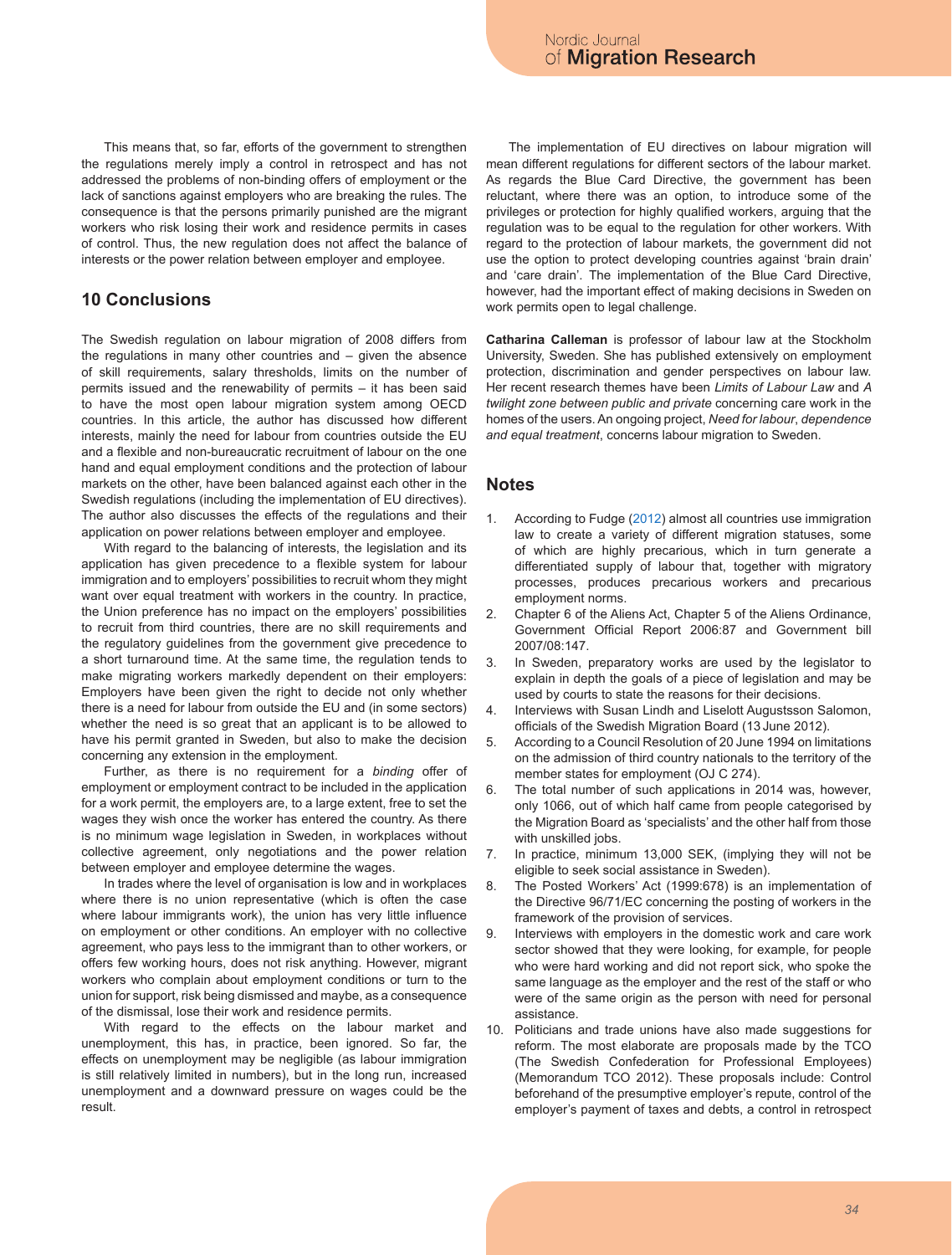This means that, so far, efforts of the government to strengthen the regulations merely imply a control in retrospect and has not addressed the problems of non-binding offers of employment or the lack of sanctions against employers who are breaking the rules. The consequence is that the persons primarily punished are the migrant workers who risk losing their work and residence permits in cases of control. Thus, the new regulation does not affect the balance of interests or the power relation between employer and employee.

## 10 Conclusions

The Swedish regulation on labour migration of 2008 differs from the regulations in many other countries and – given the absence of skill requirements, salary thresholds, limits on the number of permits issued and the renewability of permits – it has been said to have the most open labour migration system among OECD countries. In this article, the author has discussed how different interests, mainly the need for labour from countries outside the EU and a flexible and non-bureaucratic recruitment of labour on the one hand and equal employment conditions and the protection of labour markets on the other, have been balanced against each other in the Swedish regulations (including the implementation of EU directives). The author also discusses the effects of the regulations and their application on power relations between employer and employee.

With regard to the balancing of interests, the legislation and its application has given precedence to a flexible system for labour immigration and to employers' possibilities to recruit whom they might want over equal treatment with workers in the country. In practice, the Union preference has no impact on the employers' possibilities to recruit from third countries, there are no skill requirements and the regulatory guidelines from the government give precedence to a short turnaround time. At the same time, the regulation tends to make migrating workers markedly dependent on their employers: Employers have been given the right to decide not only whether there is a need for labour from outside the EU and (in some sectors) whether the need is so great that an applicant is to be allowed to have his permit granted in Sweden, but also to make the decision concerning any extension in the employment.

Further, as there is no requirement for a *binding* offer of employment or employment contract to be included in the application for a work permit, the employers are, to a large extent, free to set the wages they wish once the worker has entered the country. As there is no minimum wage legislation in Sweden, in workplaces without collective agreement, only negotiations and the power relation between employer and employee determine the wages.

In trades where the level of organisation is low and in workplaces where there is no union representative (which is often the case where labour immigrants work), the union has very little influence on employment or other conditions. An employer with no collective agreement, who pays less to the immigrant than to other workers, or offers few working hours, does not risk anything. However, migrant workers who complain about employment conditions or turn to the union for support, risk being dismissed and maybe, as a consequence of the dismissal, lose their work and residence permits.

With regard to the effects on the labour market and unemployment, this has, in practice, been ignored. So far, the effects on unemployment may be negligible (as labour immigration is still relatively limited in numbers), but in the long run, increased unemployment and a downward pressure on wages could be the result.

The implementation of EU directives on labour migration will mean different regulations for different sectors of the labour market. As regards the Blue Card Directive, the government has been reluctant, where there was an option, to introduce some of the privileges or protection for highly qualified workers, arguing that the regulation was to be equal to the regulation for other workers. With regard to the protection of labour markets, the government did not use the option to protect developing countries against 'brain drain' and 'care drain'. The implementation of the Blue Card Directive, however, had the important effect of making decisions in Sweden on work permits open to legal challenge.

**Catharina Calleman** is professor of labour law at the Stockholm University, Sweden. She has published extensively on employment protection, discrimination and gender perspectives on labour law. Her recent research themes have been *Limits of Labour Law* and *A twilight zone between public and private* concerning care work in the homes of the users. An ongoing project, *Need for labour, dependence and equal treatment*, concerns labour migration to Sweden.

## Notes

1. According to Fudge (2012) almost all countries use immigration law to create a variety of different migration statuses, some of which are highly precarious, which in turn generate a differentiated supply of labour that, together with migratory processes, produces precarious workers and precarious employment norms.
2. Chapter 6 of the Aliens Act, Chapter 5 of the Aliens Ordinance, Government Official Report 2006:87 and Government bill 2007/08:147.
3. In Sweden, preparatory works are used by the legislator to explain in depth the goals of a piece of legislation and may be used by courts to state the reasons for their decisions.
4. Interviews with Susan Lindh and Liselott Augustsson Salomon, officials of the Swedish Migration Board (13 June 2012).
5. According to a Council Resolution of 20 June 1994 on limitations on the admission of third country nationals to the territory of the member states for employment (OJ C 274).
6. The total number of such applications in 2014 was, however, only 1066, out of which half came from people categorised by the Migration Board as 'specialists' and the other half from those with unskilled jobs.
7. In practice, minimum 13,000 SEK, (implying they will not be eligible to seek social assistance in Sweden).
8. The Posted Workers' Act (1999:678) is an implementation of the Directive 96/71/EC concerning the posting of workers in the framework of the provision of services.
9. Interviews with employers in the domestic work and care work sector showed that they were looking, for example, for people who were hard working and did not report sick, who spoke the same language as the employer and the rest of the staff or who were of the same origin as the person with need for personal assistance.
10. Politicians and trade unions have also made suggestions for reform. The most elaborate are proposals made by the TCO (The Swedish Confederation for Professional Employees) (Memorandum TCO 2012). These proposals include: Control beforehand of the presumptive employer's repute, control of the employer's payment of taxes and debts, a control in retrospect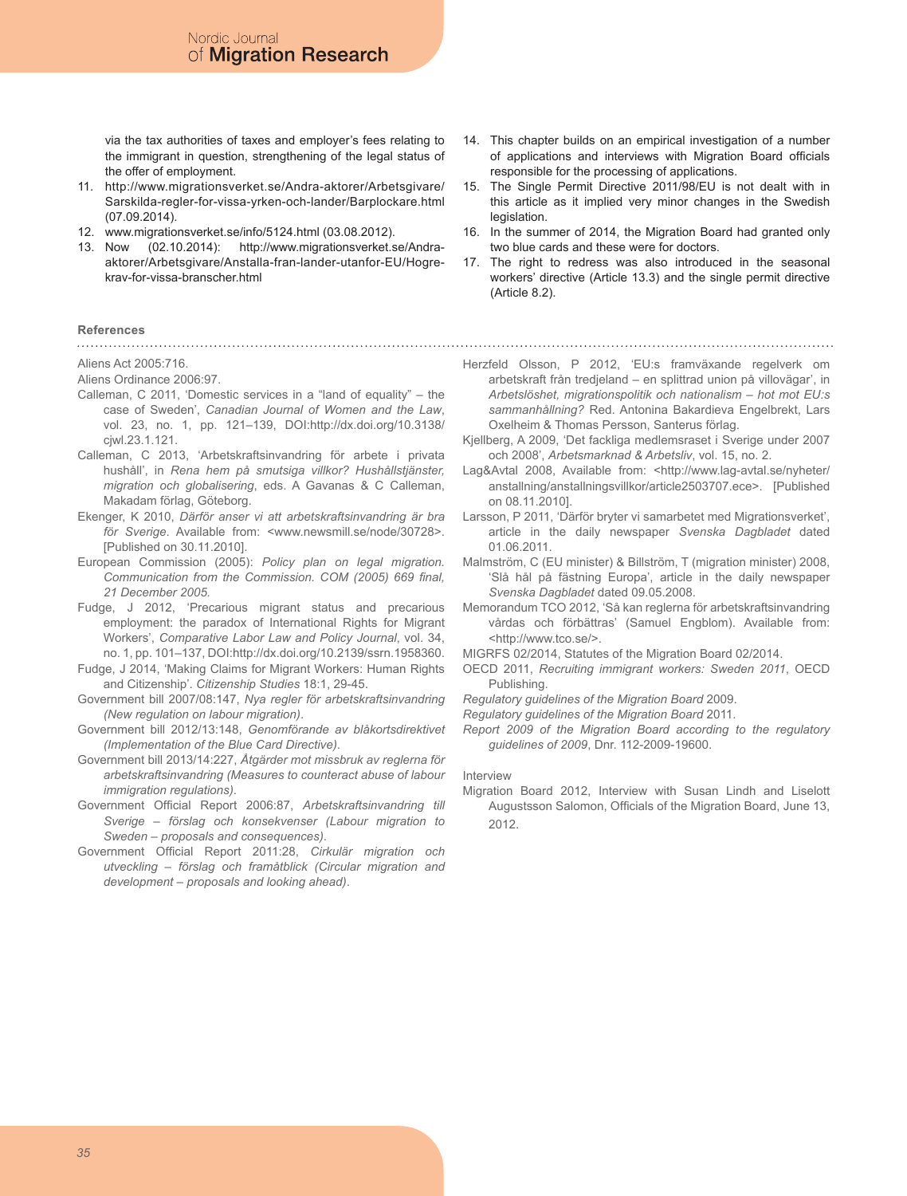via the tax authorities of taxes and employer's fees relating to the immigrant in question, strengthening of the legal status of the offer of employment.

11. http://www.migrationsverket.se/Andra-aktorer/Arbetsgivare/Sarskilda-regler-for-vissa-yrken-och-lander/Barplockare.html (07.09.2014).
12. www.migrationsverket.se/info/5124.html (03.08.2012).
13. Now (02.10.2014): http://www.migrationsverket.se/Andra-aktorer/Arbetsgivare/Anstalla-fran-lander-utanfor-EU/Hogre-krav-for-vissa-branscher.html
14. This chapter builds on an empirical investigation of a number of applications and interviews with Migration Board officials responsible for the processing of applications.
15. The Single Permit Directive 2011/98/EU is not dealt with in this article as it implied very minor changes in the Swedish legislation.
16. In the summer of 2014, the Migration Board had granted only two blue cards and these were for doctors.
17. The right to redress was also introduced in the seasonal workers' directive (Article 13.3) and the single permit directive (Article 8.2).

## References

Aliens Act 2005:716.

Aliens Ordinance 2006:97.

Calleman, C 2011, 'Domestic services in a "land of equality" – the case of Sweden', *Canadian Journal of Women and the Law*, vol. 23, no. 1, pp. 121–139, DOI:http://dx.doi.org/10.3138/cjwl.23.1.121.

Calleman, C 2013, 'Arbetskraftsinvandring för arbete i privata hushåll', in *Rena hem på smutsiga villkor? Hushållstjänster, migration och globalisering*, eds. A Gavanas & C Calleman, Makadam förlag, Göteborg.

Ekenger, K 2010, *Därför anser vi att arbetskraftsinvandring är bra för Sverige*. Available from: <www.newsmill.se/node/30728>. [Published on 30.11.2010].

European Commission (2005): *Policy plan on legal migration. Communication from the Commission. COM (2005) 669 final, 21 December 2005.*

Fudge, J 2012, 'Precarious migrant status and precarious employment: the paradox of International Rights for Migrant Workers', *Comparative Labor Law and Policy Journal*, vol. 34, no. 1, pp. 101–137, DOI:http://dx.doi.org/10.2139/ssrn.1958360.

Fudge, J 2014, 'Making Claims for Migrant Workers: Human Rights and Citizenship'. *Citizenship Studies* 18:1, 29-45.

Government bill 2007/08:147, *Nya regler för arbetskraftsinvandring (New regulation on labour migration)*.

Government bill 2012/13:148, *Genomförande av blåkortsdirektivet (Implementation of the Blue Card Directive)*.

Government bill 2013/14:227, *Åtgärder mot missbruk av reglerna för arbetskraftsinvandring (Measures to counteract abuse of labour immigration regulations)*.

Government Official Report 2006:87, *Arbetskraftsinvandring till Sverige – förslag och konsekvenser (Labour migration to Sweden – proposals and consequences)*.

Government Official Report 2011:28, *Cirkulär migration och utveckling – förslag och framåtblick (Circular migration and development – proposals and looking ahead)*.

Herzfeld Olsson, P 2012, 'EU:s framväxande regelverk om arbetskraft från tredjeland – en splittrad union på villovägar', in *Arbetslöshet, migrationspolitik och nationalism – hot mot EU:s sammanhållning?* Red. Antonina Bakardieva Engelbrekt, Lars Oxelheim & Thomas Persson, Santerus förlag.

Kjellberg, A 2009, 'Det fackliga medlemsraset i Sverige under 2007 och 2008', *Arbetsmarknad & Arbetsliv*, vol. 15, no. 2.

Lag&Avtal 2008, Available from: <http://www.lag-avtal.se/nyheter/anstallning/anstallningsvillkor/article2503707.ece>. [Published on 08.11.2010].

Larsson, P 2011, 'Därför bryter vi samarbetet med Migrationsverket', article in the daily newspaper *Svenska Dagbladet* dated 01.06.2011.

Malmström, C (EU minister) & Billström, T (migration minister) 2008, 'Slå hål på fästning Europa', article in the daily newspaper *Svenska Dagbladet* dated 09.05.2008.

Memorandum TCO 2012, 'Så kan reglerna för arbetskraftsinvandring vårdas och förbättras' (Samuel Engblom). Available from: <http://www.tco.se/>.

MIGRFS 02/2014, Statutes of the Migration Board 02/2014.

OECD 2011, *Recruiting immigrant workers: Sweden 2011*, OECD Publishing.

*Regulatory guidelines of the Migration Board* 2009.

*Regulatory guidelines of the Migration Board* 2011.

*Report 2009 of the Migration Board according to the regulatory guidelines of 2009*, Dnr. 112-2009-19600.

Interview

Migration Board 2012, Interview with Susan Lindh and Liselott Augustsson Salomon, Officials of the Migration Board, June 13, 2012.